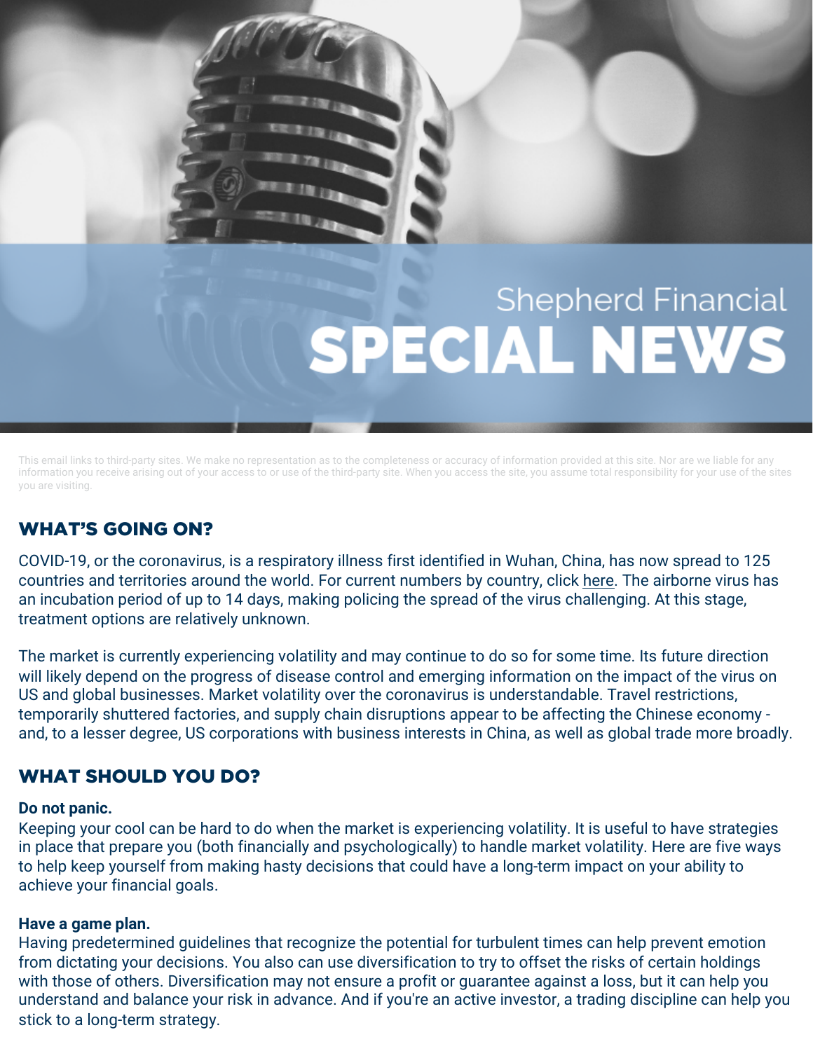# Shepherd Financial SPECIAL NEWS

This email links to third-party sites. We make no representation as to the completeness or accuracy of information provided at this site. Nor are we liable for any information you receive arising out of your access to or use of the third-party site. When you access the site, you assume total responsibility for your use of the sites you are visiting.

## WHAT'S GOING ON?

COVID-19, or the coronavirus, is a respiratory illness first identified in Wuhan, China, has now spread to 125 countries and territories around the world. For current numbers by country, click here. The airborne virus has an incubation period of up to 14 days, making policing the spread of the virus challenging. At this stage, treatment options are relatively unknown.

The market is currently experiencing volatility and may continue to do so for some time. Its future direction will likely depend on the progress of disease control and emerging information on the impact of the virus on US and global businesses. Market volatility over the coronavirus is understandable. Travel restrictions, temporarily shuttered factories, and supply chain disruptions appear to be affecting the Chinese economy - and, to a lesser degree, US corporations with business interests in China, as well as global trade more broadly.

## WHAT SHOULD YOU DO?

**Do not panic.**
Keeping your cool can be hard to do when the market is experiencing volatility. It is useful to have strategies in place that prepare you (both financially and psychologically) to handle market volatility. Here are five ways to help keep yourself from making hasty decisions that could have a long-term impact on your ability to achieve your financial goals.

**Have a game plan.**
Having predetermined guidelines that recognize the potential for turbulent times can help prevent emotion from dictating your decisions. You also can use diversification to try to offset the risks of certain holdings with those of others. Diversification may not ensure a profit or guarantee against a loss, but it can help you understand and balance your risk in advance. And if you're an active investor, a trading discipline can help you stick to a long-term strategy.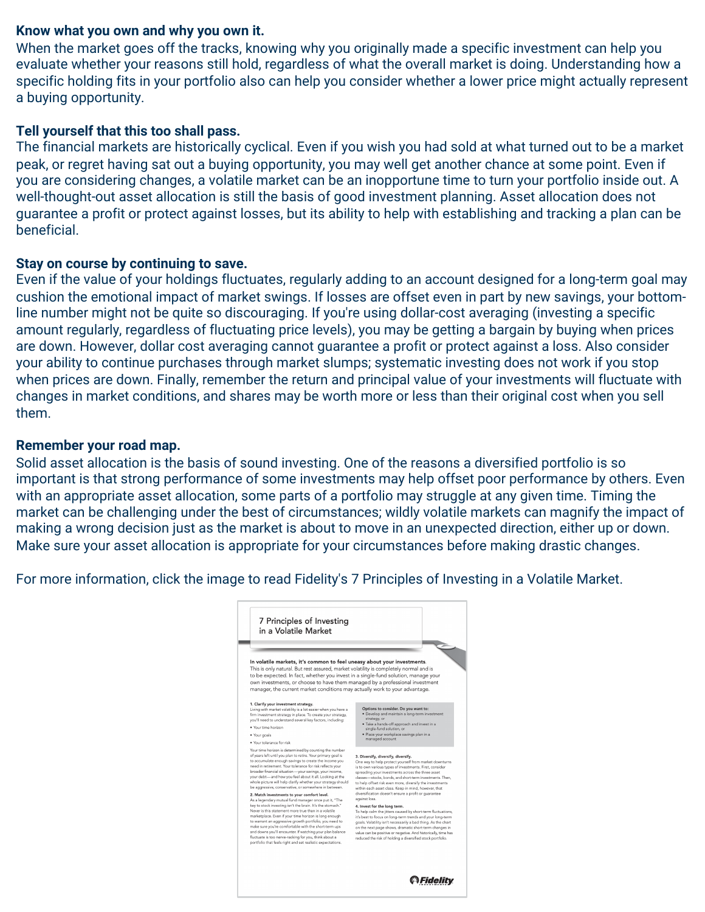**Know what you own and why you own it.**
When the market goes off the tracks, knowing why you originally made a specific investment can help you evaluate whether your reasons still hold, regardless of what the overall market is doing. Understanding how a specific holding fits in your portfolio also can help you consider whether a lower price might actually represent a buying opportunity.

**Tell yourself that this too shall pass.**
The financial markets are historically cyclical. Even if you wish you had sold at what turned out to be a market peak, or regret having sat out a buying opportunity, you may well get another chance at some point. Even if you are considering changes, a volatile market can be an inopportune time to turn your portfolio inside out. A well-thought-out asset allocation is still the basis of good investment planning. Asset allocation does not guarantee a profit or protect against losses, but its ability to help with establishing and tracking a plan can be beneficial.

**Stay on course by continuing to save.**
Even if the value of your holdings fluctuates, regularly adding to an account designed for a long-term goal may cushion the emotional impact of market swings. If losses are offset even in part by new savings, your bottom-line number might not be quite so discouraging. If you're using dollar-cost averaging (investing a specific amount regularly, regardless of fluctuating price levels), you may be getting a bargain by buying when prices are down. However, dollar cost averaging cannot guarantee a profit or protect against a loss. Also consider your ability to continue purchases through market slumps; systematic investing does not work if you stop when prices are down. Finally, remember the return and principal value of your investments will fluctuate with changes in market conditions, and shares may be worth more or less than their original cost when you sell them.

**Remember your road map.**
Solid asset allocation is the basis of sound investing. One of the reasons a diversified portfolio is so important is that strong performance of some investments may help offset poor performance by others. Even with an appropriate asset allocation, some parts of a portfolio may struggle at any given time. Timing the market can be challenging under the best of circumstances; wildly volatile markets can magnify the impact of making a wrong decision just as the market is about to move in an unexpected direction, either up or down. Make sure your asset allocation is appropriate for your circumstances before making drastic changes.

For more information, click the image to read Fidelity's 7 Principles of Investing in a Volatile Market.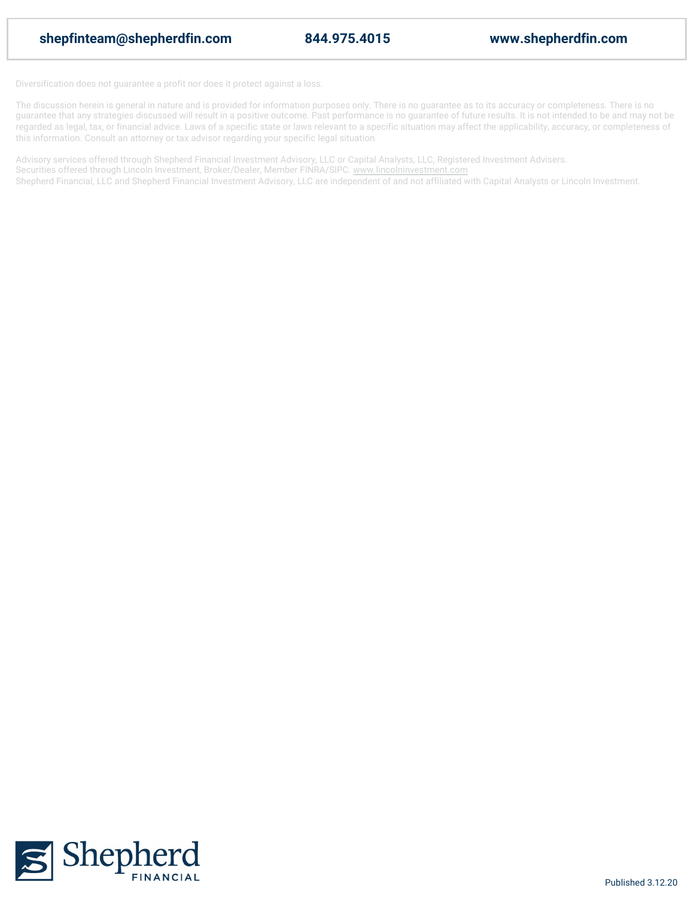**shepfinteam@shepherdfin.com** **844.975.4015** **www.shepherdfin.com**

Diversification does not guarantee a profit nor does it protect against a loss.

The discussion herein is general in nature and is provided for information purposes only. There is no guarantee as to its accuracy or completeness. There is no guarantee that any strategies discussed will result in a positive outcome. Past performance is no guarantee of future results. It is not intended to be and may not be regarded as legal, tax, or financial advice. Laws of a specific state or laws relevant to a specific situation may affect the applicability, accuracy, or completeness of this information. Consult an attorney or tax advisor regarding your specific legal situation.

Advisory services offered through Shepherd Financial Investment Advisory, LLC or Capital Analysts, LLC, Registered Investment Advisers.
Securities offered through Lincoln Investment, Broker/Dealer, Member FINRA/SIPC. www.lincolninvestment.com
Shepherd Financial, LLC and Shepherd Financial Investment Advisory, LLC are independent of and not affiliated with Capital Analysts or Lincoln Investment.

Shepherd FINANCIAL

Published 3.12.20